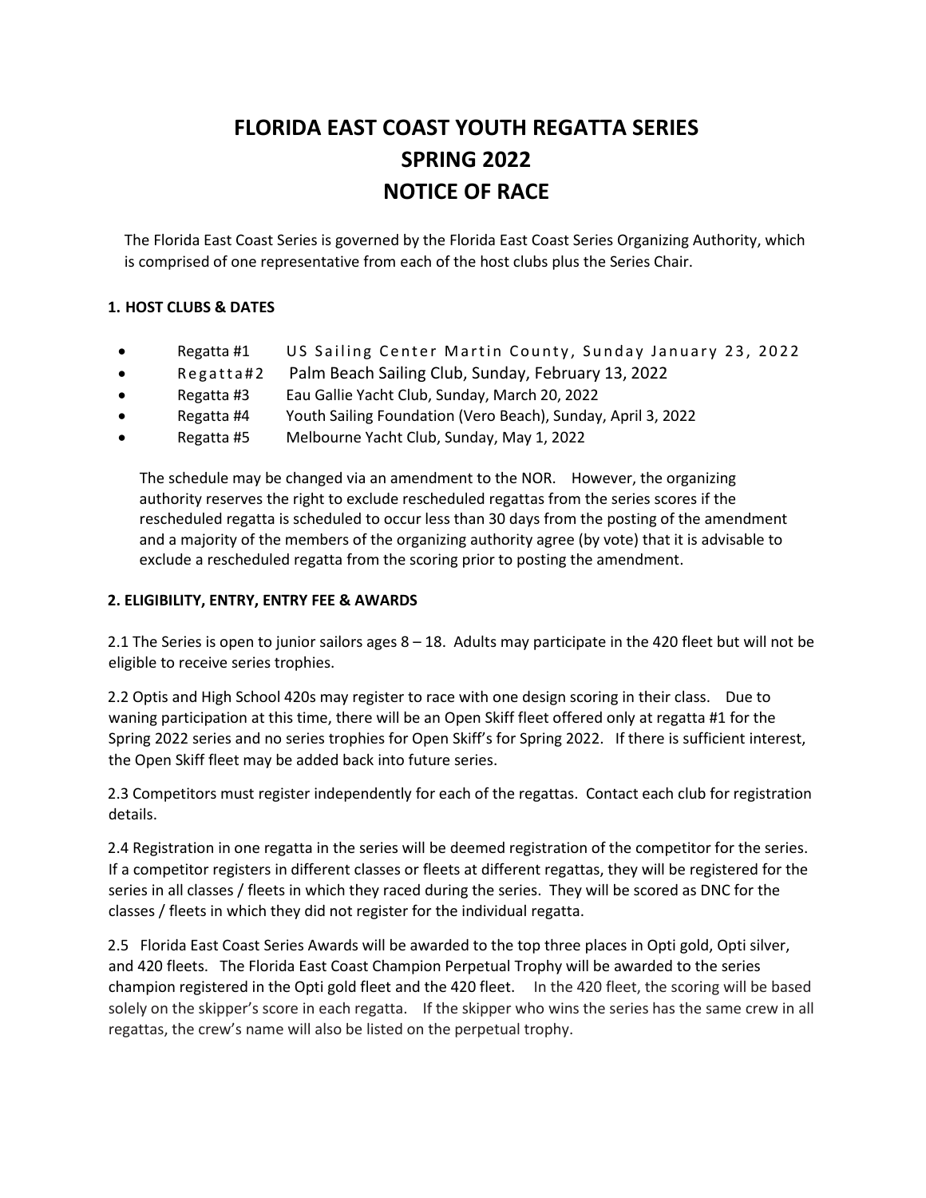# FLORIDA EAST COAST YOUTH REGATTA SERIES
# SPRING 2022
# NOTICE OF RACE

The Florida East Coast Series is governed by the Florida East Coast Series Organizing Authority, which is comprised of one representative from each of the host clubs plus the Series Chair.

### 1. HOST CLUBS & DATES

- Regatta #1 US Sailing Center Martin County, Sunday January 23, 2022
- Regatta #2 Palm Beach Sailing Club, Sunday, February 13, 2022
- Regatta #3 Eau Gallie Yacht Club, Sunday, March 20, 2022
- Regatta #4 Youth Sailing Foundation (Vero Beach), Sunday, April 3, 2022
- Regatta #5 Melbourne Yacht Club, Sunday, May 1, 2022

The schedule may be changed via an amendment to the NOR. However, the organizing authority reserves the right to exclude rescheduled regattas from the series scores if the rescheduled regatta is scheduled to occur less than 30 days from the posting of the amendment and a majority of the members of the organizing authority agree (by vote) that it is advisable to exclude a rescheduled regatta from the scoring prior to posting the amendment.

### 2. ELIGIBILITY, ENTRY, ENTRY FEE & AWARDS

2.1 The Series is open to junior sailors ages 8 – 18. Adults may participate in the 420 fleet but will not be eligible to receive series trophies.

2.2 Optis and High School 420s may register to race with one design scoring in their class. Due to waning participation at this time, there will be an Open Skiff fleet offered only at regatta #1 for the Spring 2022 series and no series trophies for Open Skiff's for Spring 2022. If there is sufficient interest, the Open Skiff fleet may be added back into future series.

2.3 Competitors must register independently for each of the regattas. Contact each club for registration details.

2.4 Registration in one regatta in the series will be deemed registration of the competitor for the series. If a competitor registers in different classes or fleets at different regattas, they will be registered for the series in all classes / fleets in which they raced during the series. They will be scored as DNC for the classes / fleets in which they did not register for the individual regatta.

2.5 Florida East Coast Series Awards will be awarded to the top three places in Opti gold, Opti silver, and 420 fleets. The Florida East Coast Champion Perpetual Trophy will be awarded to the series champion registered in the Opti gold fleet and the 420 fleet. In the 420 fleet, the scoring will be based solely on the skipper's score in each regatta. If the skipper who wins the series has the same crew in all regattas, the crew's name will also be listed on the perpetual trophy.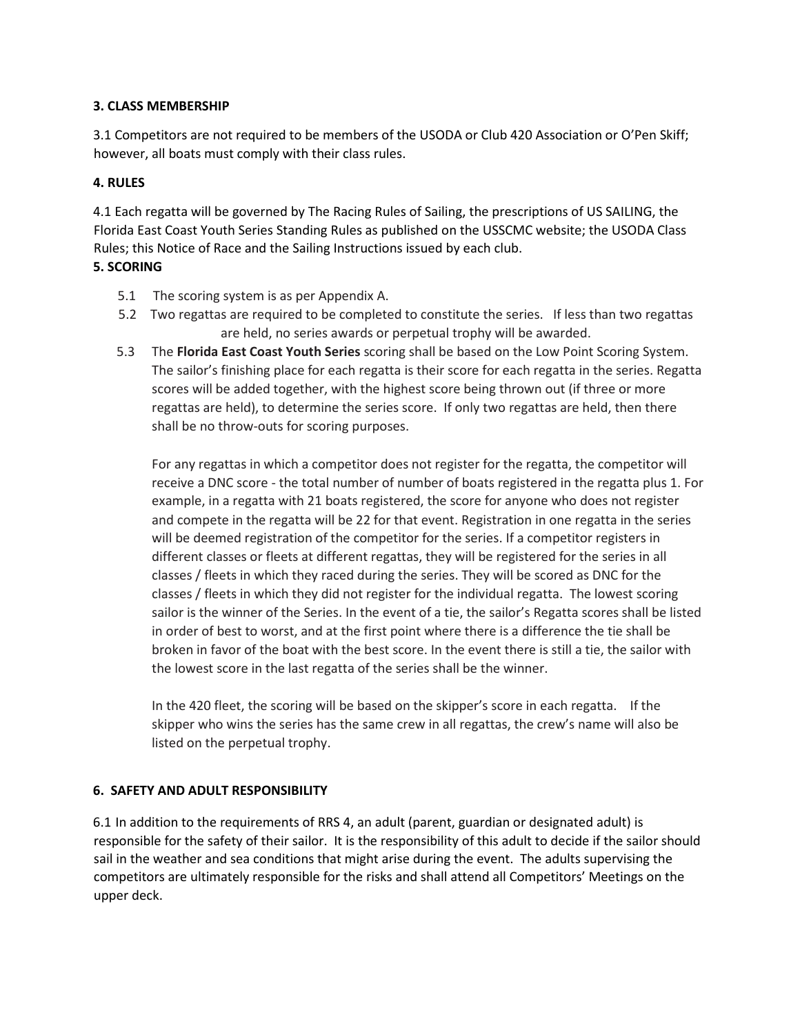**3. CLASS MEMBERSHIP**

3.1 Competitors are not required to be members of the USODA or Club 420 Association or O'Pen Skiff; however, all boats must comply with their class rules.

**4. RULES**

4.1 Each regatta will be governed by The Racing Rules of Sailing, the prescriptions of US SAILING, the Florida East Coast Youth Series Standing Rules as published on the USSCMC website; the USODA Class Rules; this Notice of Race and the Sailing Instructions issued by each club.

**5. SCORING**

5.1 The scoring system is as per Appendix A.

5.2 Two regattas are required to be completed to constitute the series. If less than two regattas are held, no series awards or perpetual trophy will be awarded.

5.3 The **Florida East Coast Youth Series** scoring shall be based on the Low Point Scoring System. The sailor's finishing place for each regatta is their score for each regatta in the series. Regatta scores will be added together, with the highest score being thrown out (if three or more regattas are held), to determine the series score. If only two regattas are held, then there shall be no throw-outs for scoring purposes.

For any regattas in which a competitor does not register for the regatta, the competitor will receive a DNC score - the total number of number of boats registered in the regatta plus 1. For example, in a regatta with 21 boats registered, the score for anyone who does not register and compete in the regatta will be 22 for that event. Registration in one regatta in the series will be deemed registration of the competitor for the series. If a competitor registers in different classes or fleets at different regattas, they will be registered for the series in all classes / fleets in which they raced during the series. They will be scored as DNC for the classes / fleets in which they did not register for the individual regatta. The lowest scoring sailor is the winner of the Series. In the event of a tie, the sailor's Regatta scores shall be listed in order of best to worst, and at the first point where there is a difference the tie shall be broken in favor of the boat with the best score. In the event there is still a tie, the sailor with the lowest score in the last regatta of the series shall be the winner.

In the 420 fleet, the scoring will be based on the skipper's score in each regatta. If the skipper who wins the series has the same crew in all regattas, the crew's name will also be listed on the perpetual trophy.

**6. SAFETY AND ADULT RESPONSIBILITY**

6.1 In addition to the requirements of RRS 4, an adult (parent, guardian or designated adult) is responsible for the safety of their sailor. It is the responsibility of this adult to decide if the sailor should sail in the weather and sea conditions that might arise during the event. The adults supervising the competitors are ultimately responsible for the risks and shall attend all Competitors' Meetings on the upper deck.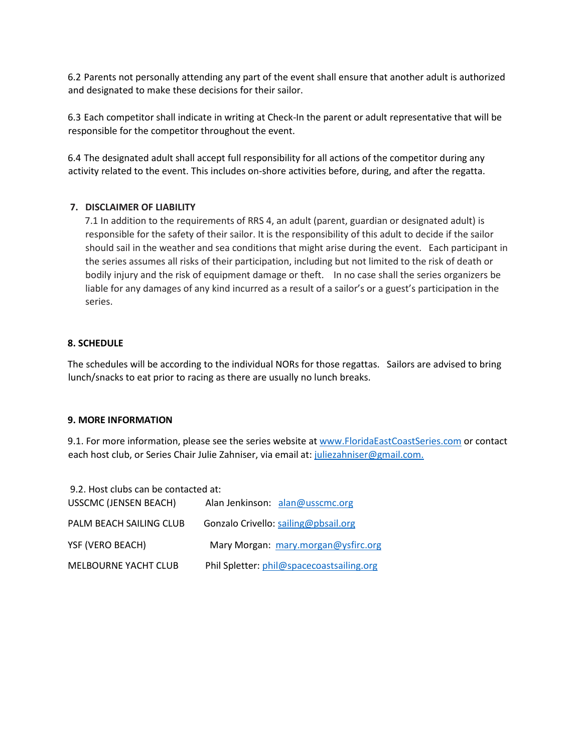6.2 Parents not personally attending any part of the event shall ensure that another adult is authorized and designated to make these decisions for their sailor.

6.3 Each competitor shall indicate in writing at Check-In the parent or adult representative that will be responsible for the competitor throughout the event.

6.4 The designated adult shall accept full responsibility for all actions of the competitor during any activity related to the event. This includes on-shore activities before, during, and after the regatta.

## 7. DISCLAIMER OF LIABILITY

7.1 In addition to the requirements of RRS 4, an adult (parent, guardian or designated adult) is responsible for the safety of their sailor. It is the responsibility of this adult to decide if the sailor should sail in the weather and sea conditions that might arise during the event. Each participant in the series assumes all risks of their participation, including but not limited to the risk of death or bodily injury and the risk of equipment damage or theft. In no case shall the series organizers be liable for any damages of any kind incurred as a result of a sailor's or a guest's participation in the series.

## 8. SCHEDULE

The schedules will be according to the individual NORs for those regattas. Sailors are advised to bring lunch/snacks to eat prior to racing as there are usually no lunch breaks.

## 9. MORE INFORMATION

9.1. For more information, please see the series website at www.FloridaEastCoastSeries.com or contact each host club, or Series Chair Julie Zahniser, via email at: juliezahniser@gmail.com.

9.2. Host clubs can be contacted at:

| | |
|---|---|
| USSCMC (JENSEN BEACH) | Alan Jenkinson: alan@usscmc.org |
| PALM BEACH SAILING CLUB | Gonzalo Crivello: sailing@pbsail.org |
| YSF (VERO BEACH) | Mary Morgan: mary.morgan@ysfirc.org |
| MELBOURNE YACHT CLUB | Phil Spletter: phil@spacecoastsailing.org |